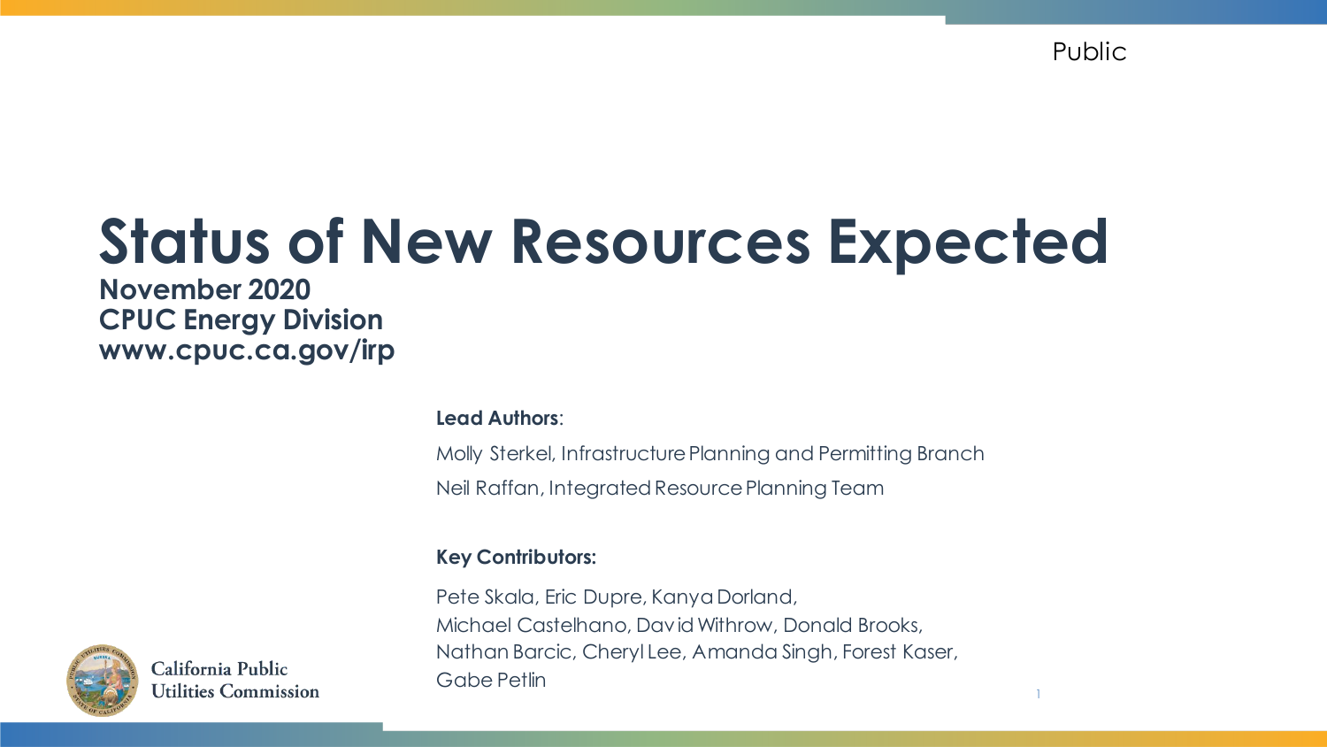Public

# Status of New Resources Expected

**November 2020**
**CPUC Energy Division**
**www.cpuc.ca.gov/irp**

**Lead Authors**:

Molly Sterkel, Infrastructure Planning and Permitting Branch

Neil Raffan, Integrated Resource Planning Team

**Key Contributors:**

Pete Skala, Eric Dupre, Kanya Dorland, Michael Castelhano, David Withrow, Donald Brooks, Nathan Barcic, Cheryl Lee, Amanda Singh, Forest Kaser, Gabe Petlin

California Public Utilities Commission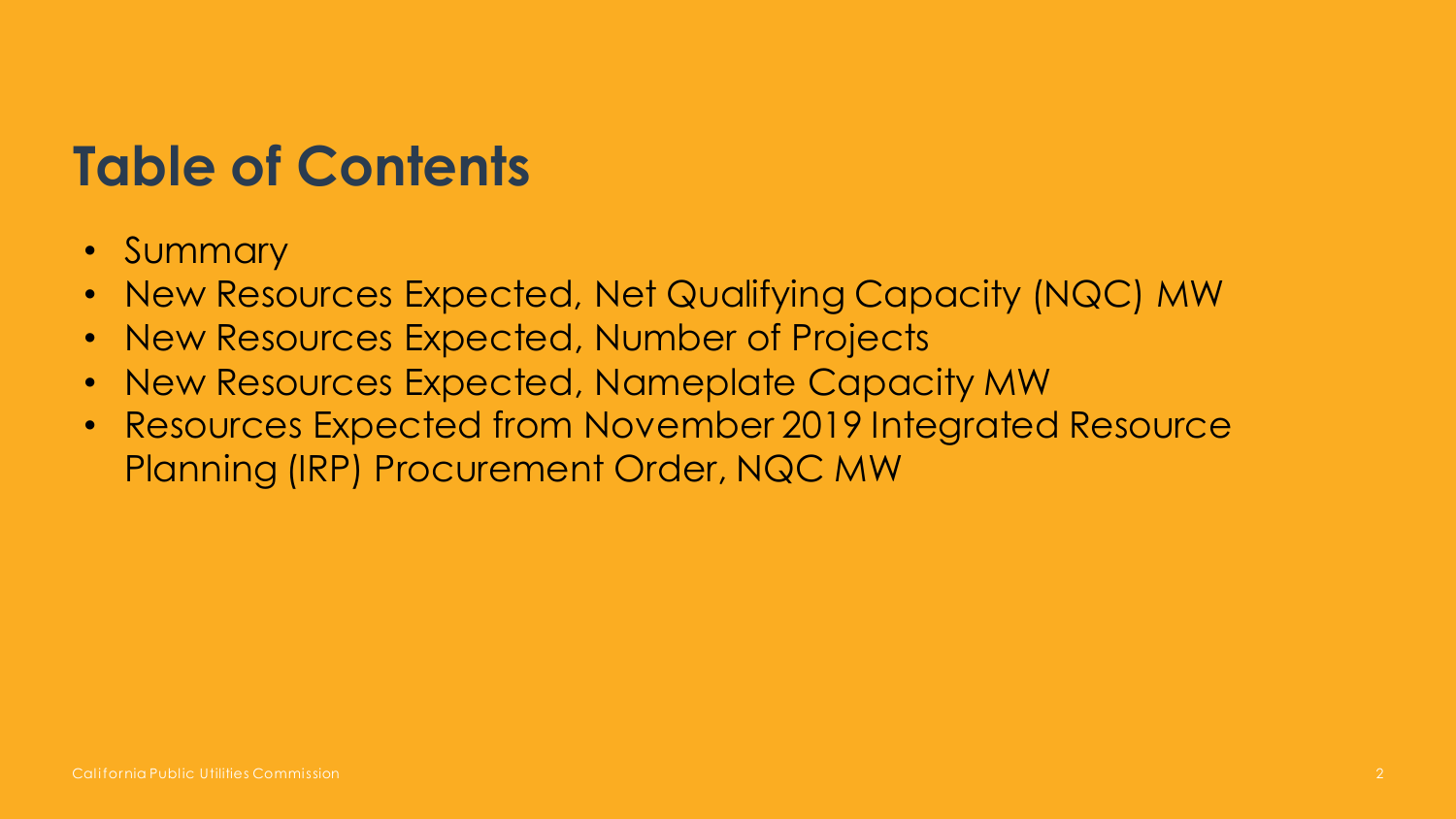# Table of Contents

- Summary
- New Resources Expected, Net Qualifying Capacity (NQC) MW
- New Resources Expected, Number of Projects
- New Resources Expected, Nameplate Capacity MW
- Resources Expected from November 2019 Integrated Resource Planning (IRP) Procurement Order, NQC MW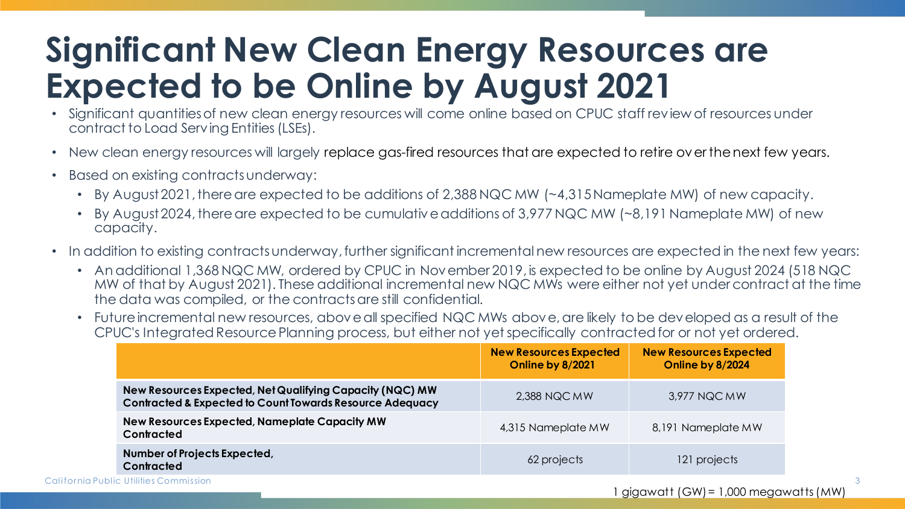# Significant New Clean Energy Resources are Expected to be Online by August 2021

- Significant quantities of new clean energy resources will come online based on CPUC staff review of resources under contract to Load Serving Entities (LSEs).
- New clean energy resources will largely replace gas-fired resources that are expected to retire over the next few years.
- Based on existing contracts underway:
  - By August 2021, there are expected to be additions of 2,388 NQC MW (~4,315 Nameplate MW) of new capacity.
  - By August 2024, there are expected to be cumulative additions of 3,977 NQC MW (~8,191 Nameplate MW) of new capacity.
- In addition to existing contracts underway, further significant incremental new resources are expected in the next few years:
  - An additional 1,368 NQC MW, ordered by CPUC in November 2019, is expected to be online by August 2024 (518 NQC MW of that by August 2021). These additional incremental new NQC MWs were either not yet under contract at the time the data was compiled, or the contracts are still confidential.
  - Future incremental new resources, above all specified NQC MWs above, are likely to be developed as a result of the CPUC's Integrated Resource Planning process, but either not yet specifically contracted for or not yet ordered.

| | New Resources Expected Online by 8/2021 | New Resources Expected Online by 8/2024 |
|---|---|---|
| **New Resources Expected, Net Qualifying Capacity (NQC) MW Contracted & Expected to Count Towards Resource Adequacy** | 2,388 NQC MW | 3,977 NQC MW |
| **New Resources Expected, Nameplate Capacity MW Contracted** | 4,315 Nameplate MW | 8,191 Nameplate MW |
| **Number of Projects Expected, Contracted** | 62 projects | 121 projects |

1 gigawatt (GW) = 1,000 megawatts (MW)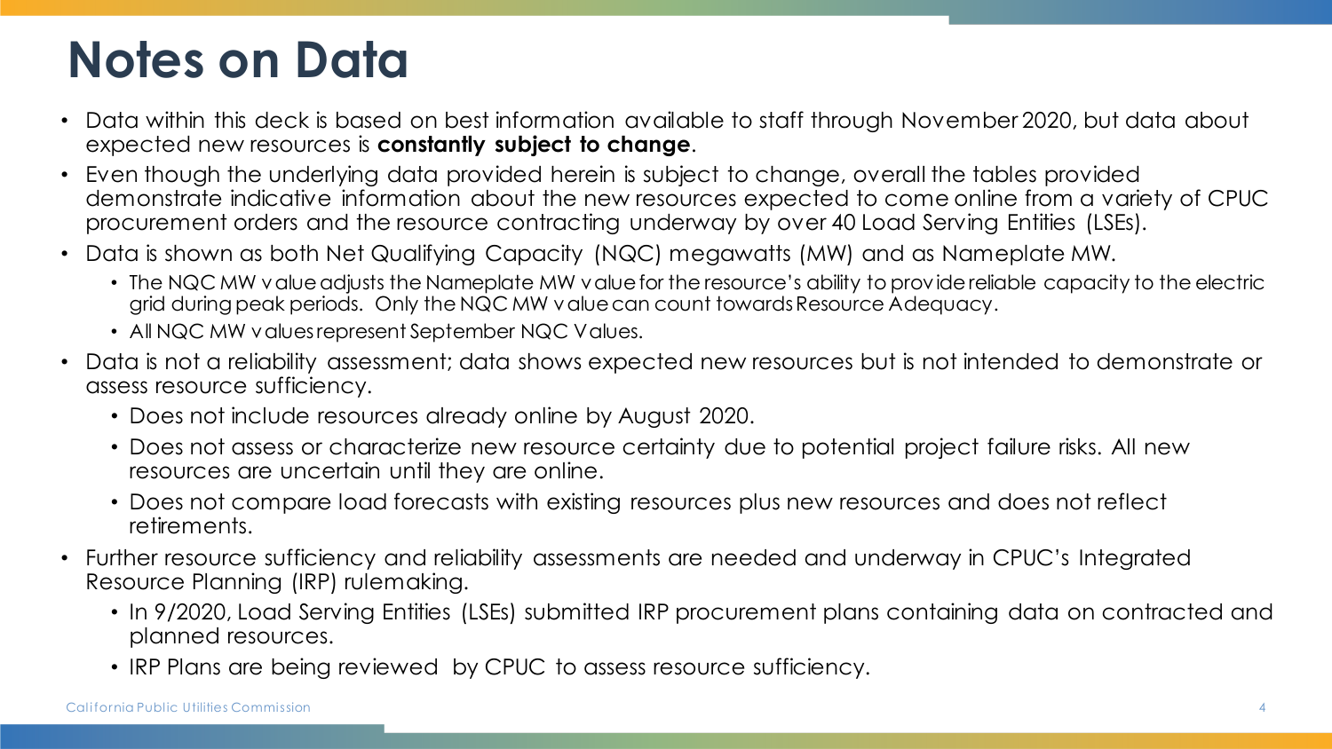# Notes on Data

- Data within this deck is based on best information available to staff through November 2020, but data about expected new resources is **constantly subject to change**.
- Even though the underlying data provided herein is subject to change, overall the tables provided demonstrate indicative information about the new resources expected to come online from a variety of CPUC procurement orders and the resource contracting underway by over 40 Load Serving Entities (LSEs).
- Data is shown as both Net Qualifying Capacity (NQC) megawatts (MW) and as Nameplate MW.
  - The NQC MW value adjusts the Nameplate MW value for the resource's ability to provide reliable capacity to the electric grid during peak periods. Only the NQC MW value can count towards Resource Adequacy.
  - All NQC MW values represent September NQC Values.
- Data is not a reliability assessment; data shows expected new resources but is not intended to demonstrate or assess resource sufficiency.
  - Does not include resources already online by August 2020.
  - Does not assess or characterize new resource certainty due to potential project failure risks. All new resources are uncertain until they are online.
  - Does not compare load forecasts with existing resources plus new resources and does not reflect retirements.
- Further resource sufficiency and reliability assessments are needed and underway in CPUC's Integrated Resource Planning (IRP) rulemaking.
  - In 9/2020, Load Serving Entities (LSEs) submitted IRP procurement plans containing data on contracted and planned resources.
  - IRP Plans are being reviewed by CPUC to assess resource sufficiency.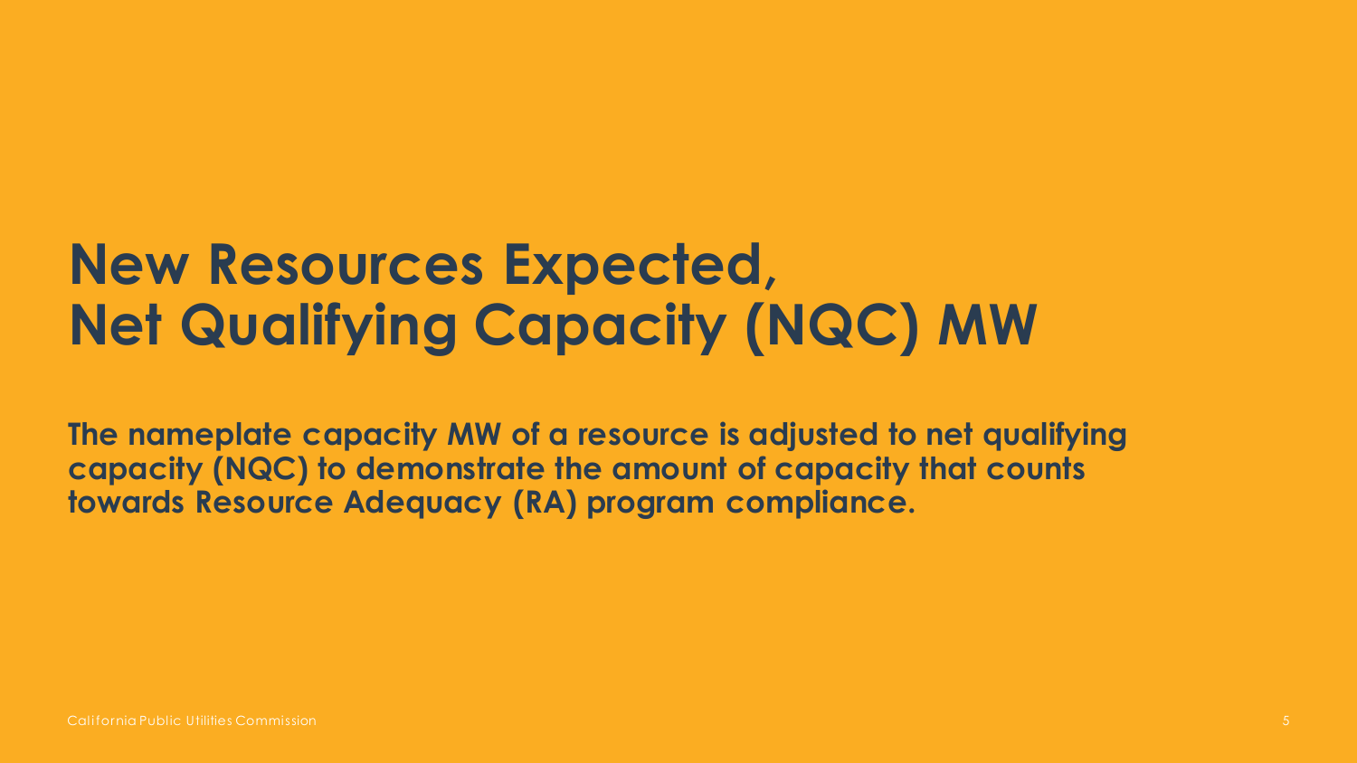# New Resources Expected, Net Qualifying Capacity (NQC) MW

**The nameplate capacity MW of a resource is adjusted to net qualifying capacity (NQC) to demonstrate the amount of capacity that counts towards Resource Adequacy (RA) program compliance.**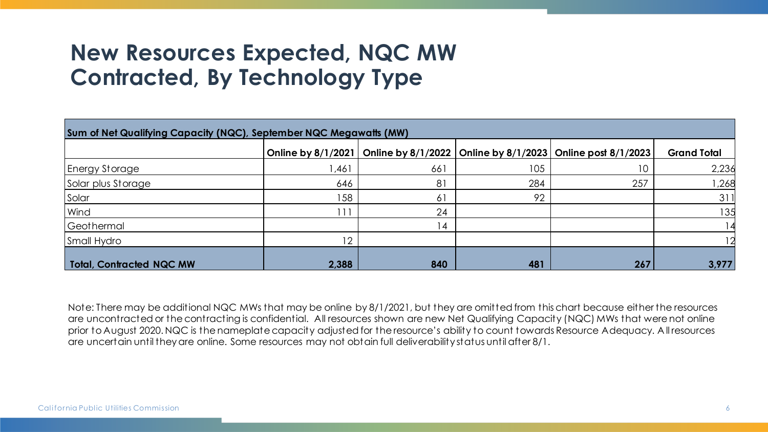# New Resources Expected, NQC MW Contracted, By Technology Type

| Sum of Net Qualifying Capacity (NQC), September NQC Megawatts (MW) | | | | | |
|---|---|---|---|---|---|
| | Online by 8/1/2021 | Online by 8/1/2022 | Online by 8/1/2023 | Online post 8/1/2023 | Grand Total |
| Energy Storage | 1,461 | 661 | 105 | 10 | 2,236 |
| Solar plus Storage | 646 | 81 | 284 | 257 | 1,268 |
| Solar | 158 | 61 | 92 | | 311 |
| Wind | 111 | 24 | | | 135 |
| Geothermal | | 14 | | | 14 |
| Small Hydro | 12 | | | | 12 |
| **Total, Contracted NQC MW** | **2,388** | **840** | **481** | **267** | **3,977** |

Note: There may be additional NQC MWs that may be online by 8/1/2021, but they are omitted from this chart because either the resources are uncontracted or the contracting is confidential. All resources shown are new Net Qualifying Capacity (NQC) MWs that were not online prior to August 2020. NQC is the nameplate capacity adjusted for the resource's ability to count towards Resource Adequacy. All resources are uncertain until they are online. Some resources may not obtain full deliverability status until after 8/1.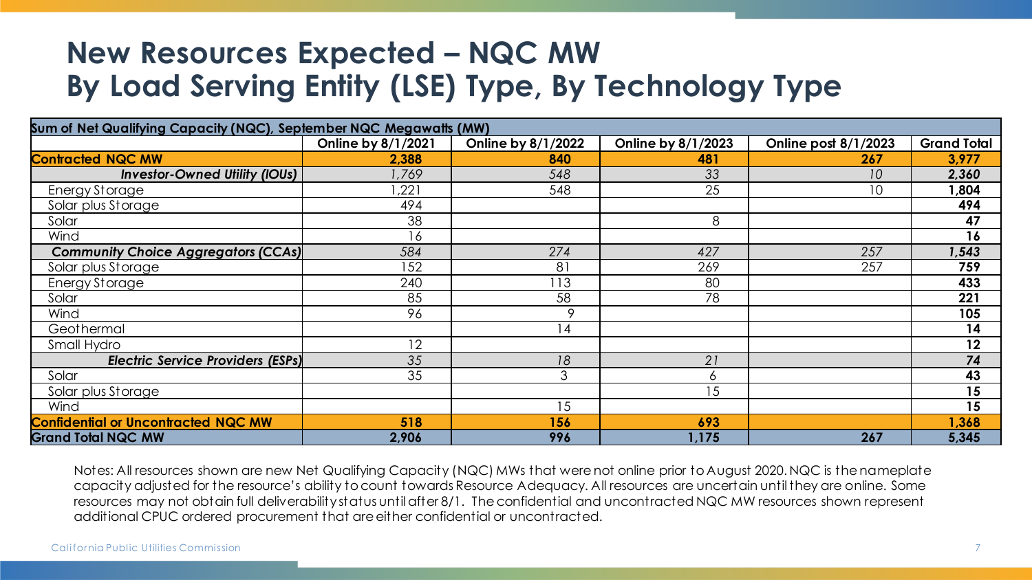# New Resources Expected – NQC MW
# By Load Serving Entity (LSE) Type, By Technology Type

| Sum of Net Qualifying Capacity (NQC), September NQC Megawatts (MW) | | | | | |
|---|---|---|---|---|---|
| | Online by 8/1/2021 | Online by 8/1/2022 | Online by 8/1/2023 | Online post 8/1/2023 | Grand Total |
| **Contracted NQC MW** | **2,388** | **840** | **481** | **267** | **3,977** |
| ***Investor-Owned Utility (IOUs)*** | *1,769* | *548* | *33* | *10* | ***2,360*** |
| Energy Storage | 1,221 | 548 | 25 | 10 | **1,804** |
| Solar plus Storage | 494 | | | | **494** |
| Solar | 38 | | 8 | | **47** |
| Wind | 16 | | | | **16** |
| ***Community Choice Aggregators (CCAs)*** | *584* | *274* | *427* | *257* | ***1,543*** |
| Solar plus Storage | 152 | 81 | 269 | 257 | **759** |
| Energy Storage | 240 | 113 | 80 | | **433** |
| Solar | 85 | 58 | 78 | | **221** |
| Wind | 96 | 9 | | | **105** |
| Geothermal | | 14 | | | **14** |
| Small Hydro | 12 | | | | **12** |
| ***Electric Service Providers (ESPs)*** | *35* | *18* | *21* | | ***74*** |
| Solar | 35 | 3 | 6 | | **43** |
| Solar plus Storage | | | 15 | | **15** |
| Wind | | 15 | | | **15** |
| **Confidential or Uncontracted NQC MW** | **518** | **156** | **693** | | **1,368** |
| **Grand Total NQC MW** | **2,906** | **996** | **1,175** | **267** | **5,345** |

Notes: All resources shown are new Net Qualifying Capacity (NQC) MWs that were not online prior to August 2020. NQC is the nameplate capacity adjusted for the resource's ability to count towards Resource Adequacy. All resources are uncertain until they are online. Some resources may not obtain full deliverability status until after 8/1. The confidential and uncontracted NQC MW resources shown represent additional CPUC ordered procurement that are either confidential or uncontracted.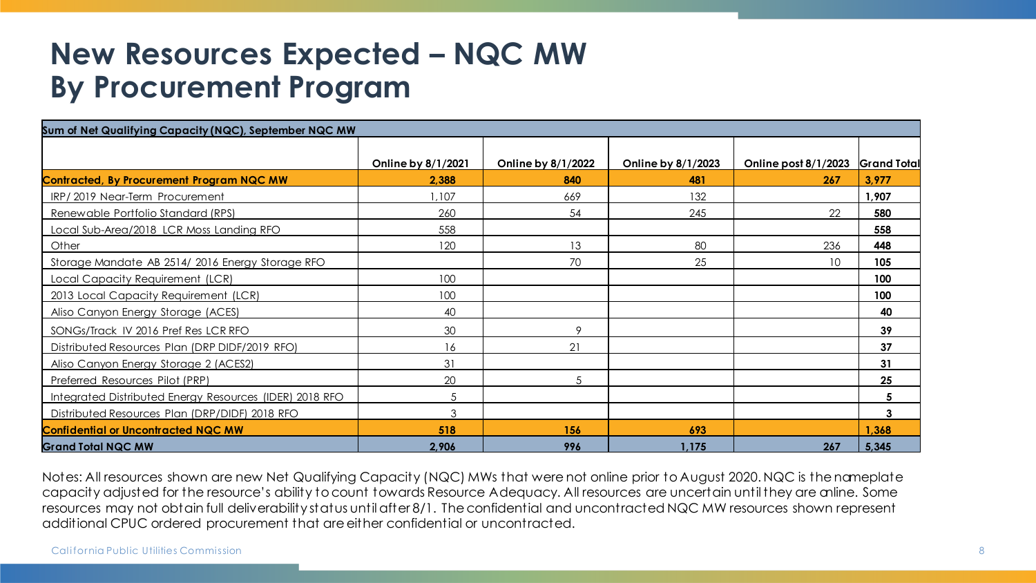# New Resources Expected – NQC MW
# By Procurement Program

| Sum of Net Qualifying Capacity (NQC), September NQC MW | | | | | |
|---|---|---|---|---|---|
| | Online by 8/1/2021 | Online by 8/1/2022 | Online by 8/1/2023 | Online post 8/1/2023 | Grand Total |
| **Contracted, By Procurement Program NQC MW** | **2,388** | **840** | **481** | **267** | **3,977** |
| IRP/ 2019 Near-Term Procurement | 1,107 | 669 | 132 | | **1,907** |
| Renewable Portfolio Standard (RPS) | 260 | 54 | 245 | 22 | **580** |
| Local Sub-Area/2018 LCR Moss Landing RFO | 558 | | | | **558** |
| Other | 120 | 13 | 80 | 236 | **448** |
| Storage Mandate AB 2514/ 2016 Energy Storage RFO | | 70 | 25 | 10 | **105** |
| Local Capacity Requirement (LCR) | 100 | | | | **100** |
| 2013 Local Capacity Requirement (LCR) | 100 | | | | **100** |
| Aliso Canyon Energy Storage (ACES) | 40 | | | | **40** |
| SONGs/Track IV 2016 Pref Res LCR RFO | 30 | 9 | | | **39** |
| Distributed Resources Plan (DRP DIDF/2019 RFO) | 16 | 21 | | | **37** |
| Aliso Canyon Energy Storage 2 (ACES2) | 31 | | | | **31** |
| Preferred Resources Pilot (PRP) | 20 | 5 | | | **25** |
| Integrated Distributed Energy Resources (IDER) 2018 RFO | 5 | | | | **5** |
| Distributed Resources Plan (DRP/DIDF) 2018 RFO | 3 | | | | **3** |
| **Confidential or Uncontracted NQC MW** | **518** | **156** | **693** | | **1,368** |
| **Grand Total NQC MW** | **2,906** | **996** | **1,175** | **267** | **5,345** |

Notes: All resources shown are new Net Qualifying Capacity (NQC) MWs that were not online prior to August 2020. NQC is the nameplate capacity adjusted for the resource's ability to count towards Resource Adequacy. All resources are uncertain until they are online. Some resources may not obtain full deliverability status until after 8/1. The confidential and uncontracted NQC MW resources shown represent additional CPUC ordered procurement that are either confidential or uncontracted.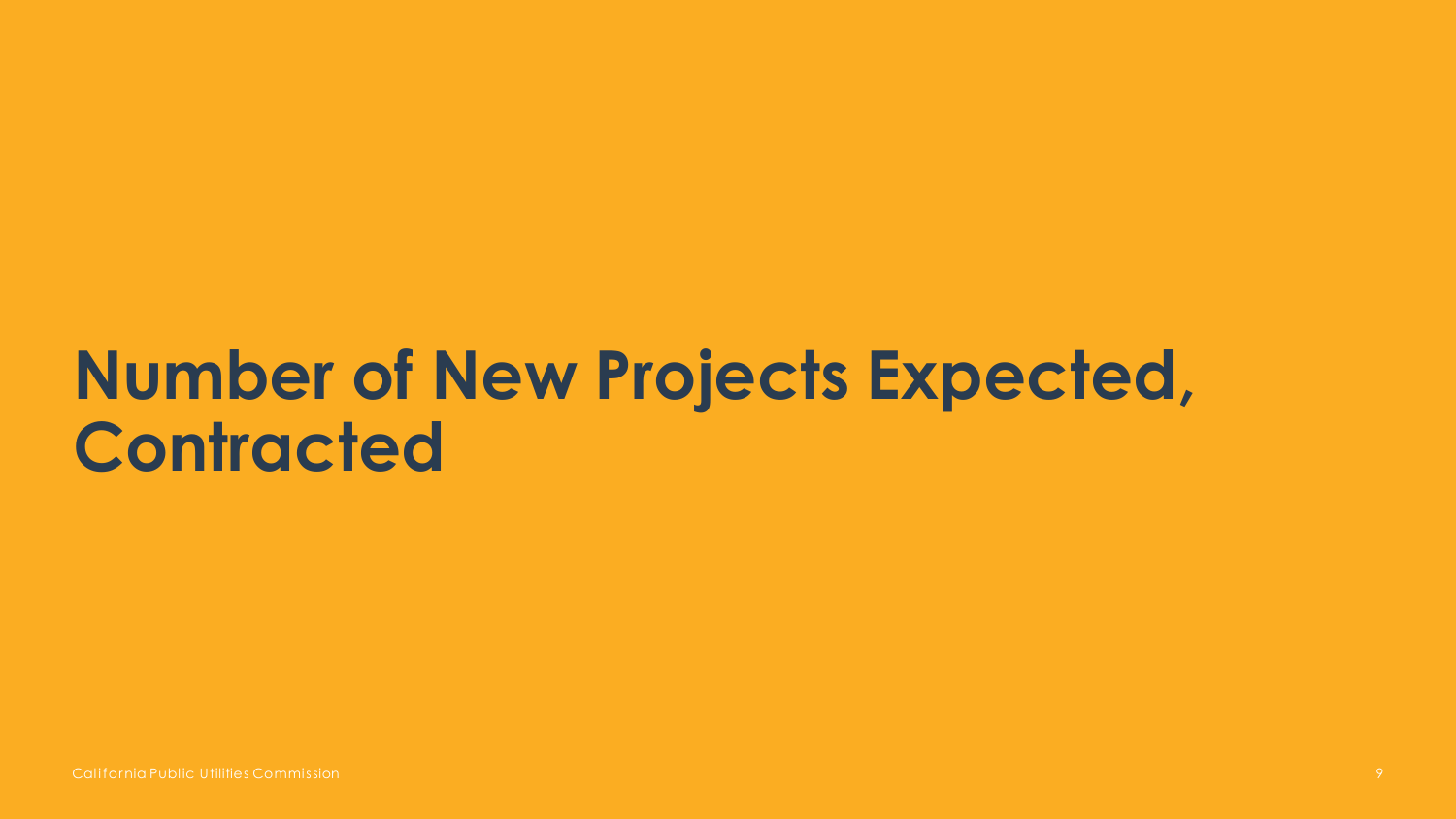# Number of New Projects Expected, Contracted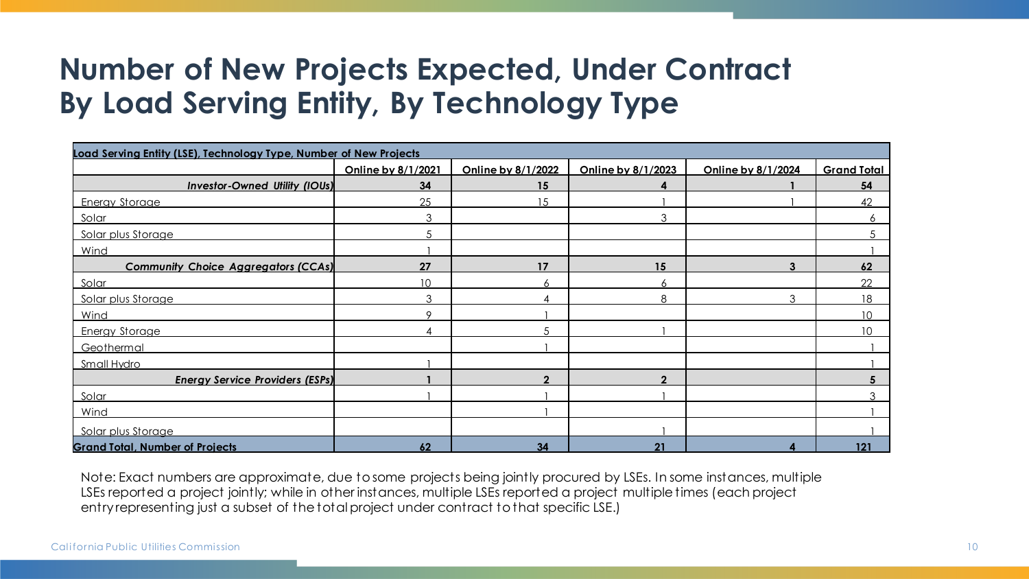# Number of New Projects Expected, Under Contract By Load Serving Entity, By Technology Type

| Load Serving Entity (LSE), Technology Type, Number of New Projects | | | | | |
|---|---|---|---|---|---|
| | Online by 8/1/2021 | Online by 8/1/2022 | Online by 8/1/2023 | Online by 8/1/2024 | Grand Total |
| ***Investor-Owned Utility (IOUs)*** | **34** | **15** | **4** | **1** | **54** |
| Energy Storage | 25 | 15 | 1 | 1 | 42 |
| Solar | 3 | | 3 | | 6 |
| Solar plus Storage | 5 | | | | 5 |
| Wind | 1 | | | | 1 |
| ***Community Choice Aggregators (CCAs)*** | **27** | **17** | **15** | **3** | **62** |
| Solar | 10 | 6 | 6 | | 22 |
| Solar plus Storage | 3 | 4 | 8 | 3 | 18 |
| Wind | 9 | 1 | | | 10 |
| Energy Storage | 4 | 5 | 1 | | 10 |
| Geothermal | | 1 | | | 1 |
| Small Hydro | 1 | | | | 1 |
| ***Energy Service Providers (ESPs)*** | **1** | **2** | **2** | | **5** |
| Solar | 1 | 1 | 1 | | 3 |
| Wind | | 1 | | | 1 |
| Solar plus Storage | | | 1 | | 1 |
| **Grand Total, Number of Projects** | **62** | **34** | **21** | **4** | **121** |

Note: Exact numbers are approximate, due to some projects being jointly procured by LSEs. In some instances, multiple LSEs reported a project jointly; while in other instances, multiple LSEs reported a project multiple times (each project entry representing just a subset of the total project under contract to that specific LSE.)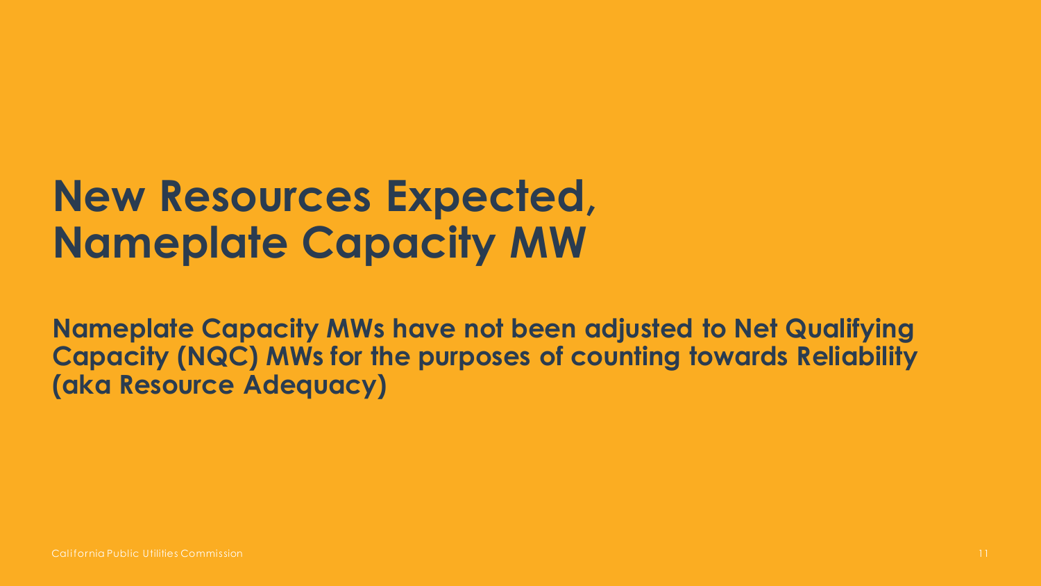# New Resources Expected, Nameplate Capacity MW

**Nameplate Capacity MWs have not been adjusted to Net Qualifying Capacity (NQC) MWs for the purposes of counting towards Reliability (aka Resource Adequacy)**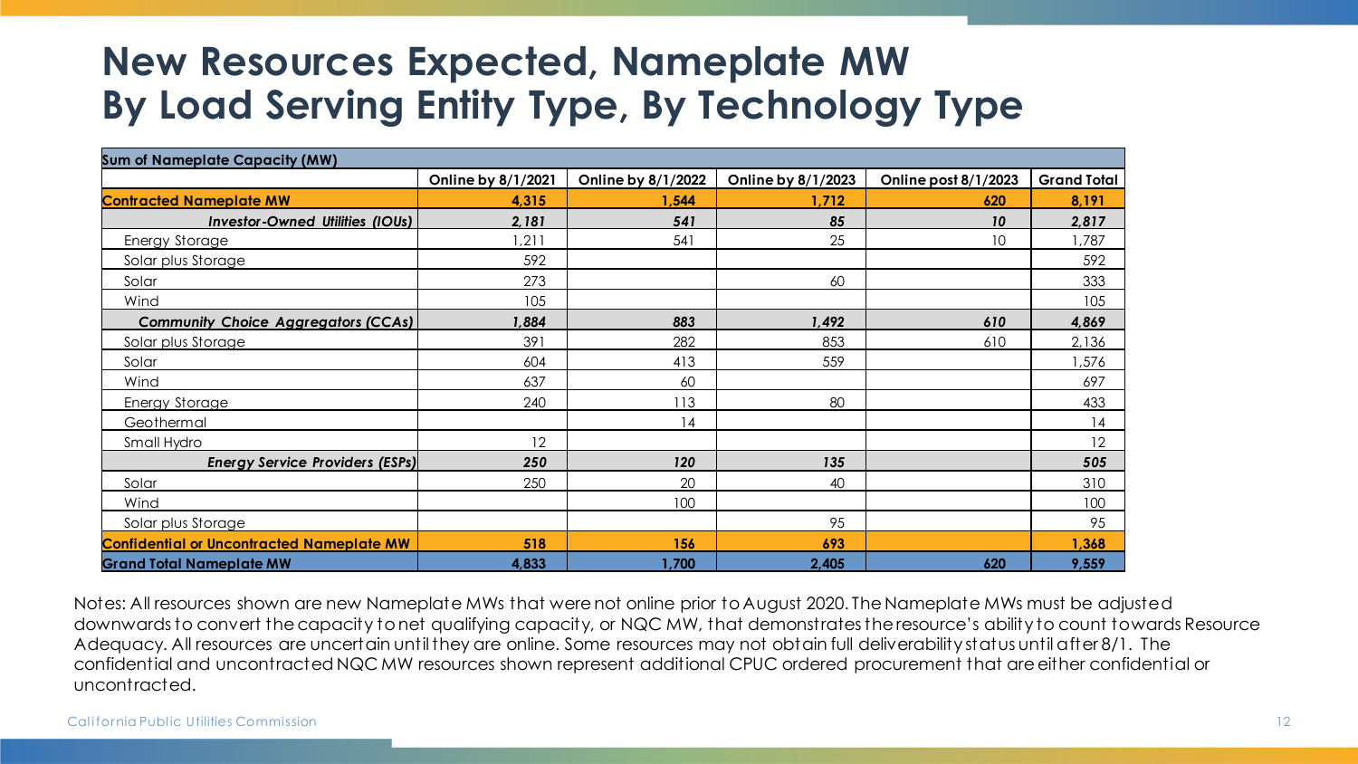# New Resources Expected, Nameplate MW
# By Load Serving Entity Type, By Technology Type

| Sum of Nameplate Capacity (MW) | Online by 8/1/2021 | Online by 8/1/2022 | Online by 8/1/2023 | Online post 8/1/2023 | Grand Total |
|---|---|---|---|---|---|
| **Contracted Nameplate MW** | **4,315** | **1,544** | **1,712** | **620** | **8,191** |
| ***Investor-Owned Utilities (IOUs)*** | ***2,181*** | ***541*** | ***85*** | ***10*** | ***2,817*** |
| Energy Storage | 1,211 | 541 | 25 | 10 | 1,787 |
| Solar plus Storage | 592 | | | | 592 |
| Solar | 273 | | 60 | | 333 |
| Wind | 105 | | | | 105 |
| ***Community Choice Aggregators (CCAs)*** | ***1,884*** | ***883*** | ***1,492*** | ***610*** | ***4,869*** |
| Solar plus Storage | 391 | 282 | 853 | 610 | 2,136 |
| Solar | 604 | 413 | 559 | | 1,576 |
| Wind | 637 | 60 | | | 697 |
| Energy Storage | 240 | 113 | 80 | | 433 |
| Geothermal | | 14 | | | 14 |
| Small Hydro | 12 | | | | 12 |
| ***Energy Service Providers (ESPs)*** | ***250*** | ***120*** | ***135*** | | ***505*** |
| Solar | 250 | 20 | 40 | | 310 |
| Wind | | 100 | | | 100 |
| Solar plus Storage | | | 95 | | 95 |
| **Confidential or Uncontracted Nameplate MW** | **518** | **156** | **693** | | **1,368** |
| **Grand Total Nameplate MW** | **4,833** | **1,700** | **2,405** | **620** | **9,559** |

Notes: All resources shown are new Nameplate MWs that were not online prior to August 2020. The Nameplate MWs must be adjusted downwards to convert the capacity to net qualifying capacity, or NQC MW, that demonstrates the resource's ability to count towards Resource Adequacy. All resources are uncertain until they are online. Some resources may not obtain full deliverability status until after 8/1. The confidential and uncontracted NQC MW resources shown represent additional CPUC ordered procurement that are either confidential or uncontracted.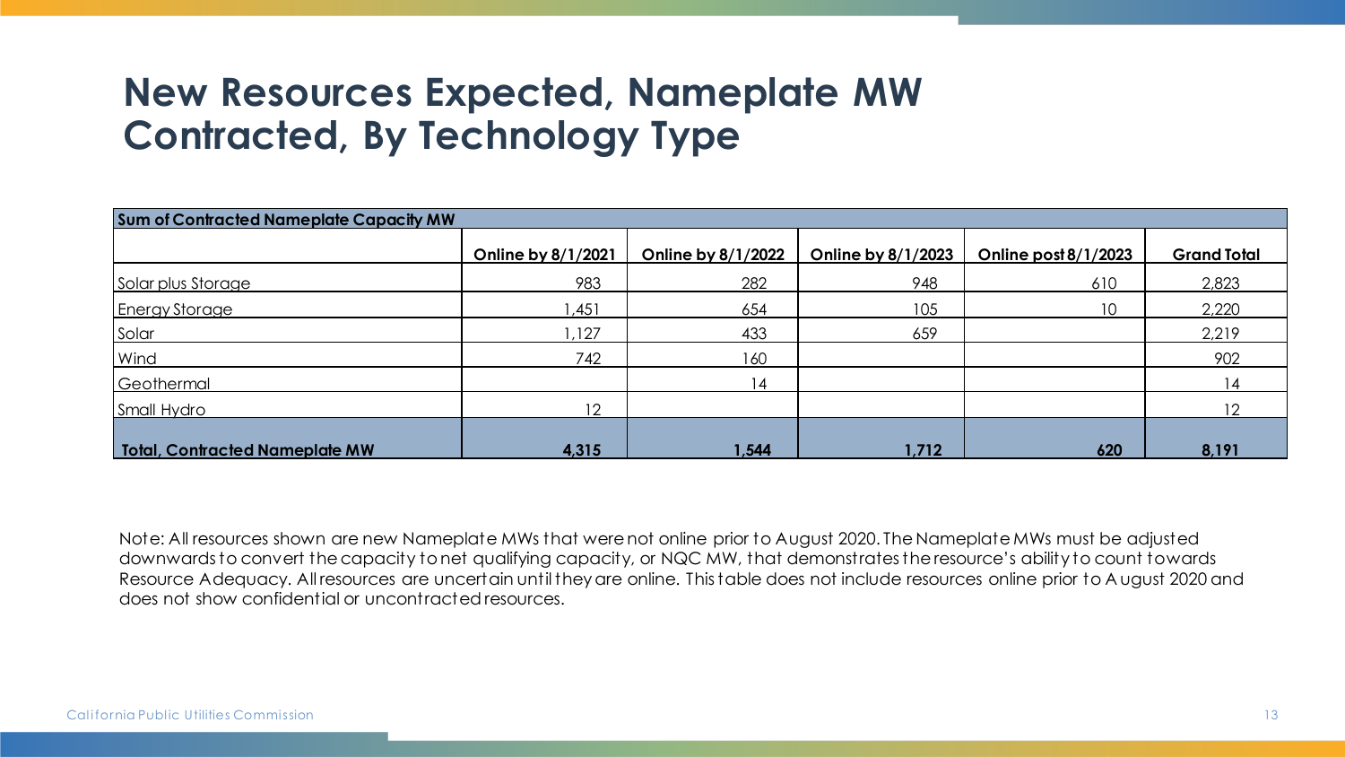# New Resources Expected, Nameplate MW Contracted, By Technology Type

| Sum of Contracted Nameplate Capacity MW | | | | | |
|---|---|---|---|---|---|
| | Online by 8/1/2021 | Online by 8/1/2022 | Online by 8/1/2023 | Online post 8/1/2023 | Grand Total |
| Solar plus Storage | 983 | 282 | 948 | 610 | 2,823 |
| Energy Storage | 1,451 | 654 | 105 | 10 | 2,220 |
| Solar | 1,127 | 433 | 659 | | 2,219 |
| Wind | 742 | 160 | | | 902 |
| Geothermal | | 14 | | | 14 |
| Small Hydro | 12 | | | | 12 |
| **Total, Contracted Nameplate MW** | **4,315** | **1,544** | **1,712** | **620** | **8,191** |

Note: All resources shown are new Nameplate MWs that were not online prior to August 2020. The Nameplate MWs must be adjusted downwards to convert the capacity to net qualifying capacity, or NQC MW, that demonstrates the resource's ability to count towards Resource Adequacy. All resources are uncertain until they are online. This table does not include resources online prior to August 2020 and does not show confidential or uncontracted resources.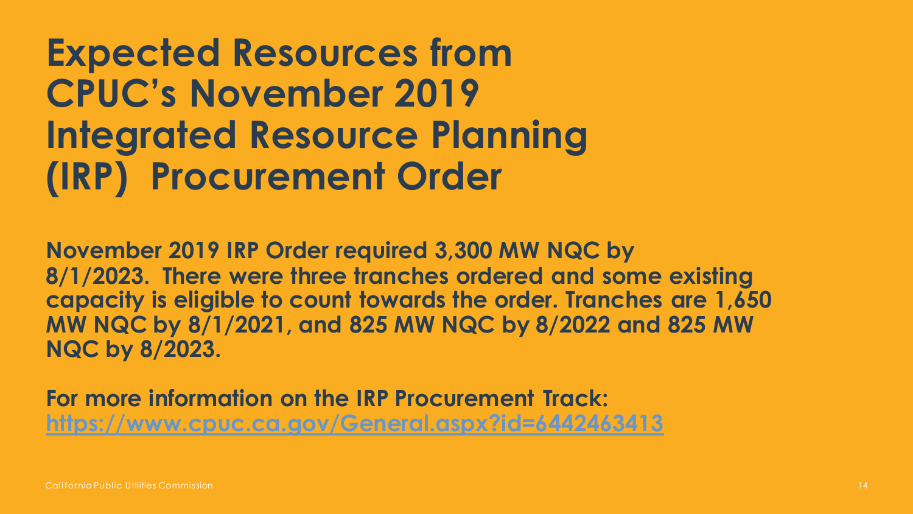# Expected Resources from CPUC's November 2019 Integrated Resource Planning (IRP) Procurement Order

**November 2019 IRP Order required 3,300 MW NQC by 8/1/2023. There were three tranches ordered and some existing capacity is eligible to count towards the order. Tranches are 1,650 MW NQC by 8/1/2021, and 825 MW NQC by 8/2022 and 825 MW NQC by 8/2023.**

**For more information on the IRP Procurement Track:**
**[https://www.cpuc.ca.gov/General.aspx?id=6442463413](https://www.cpuc.ca.gov/General.aspx?id=6442463413)**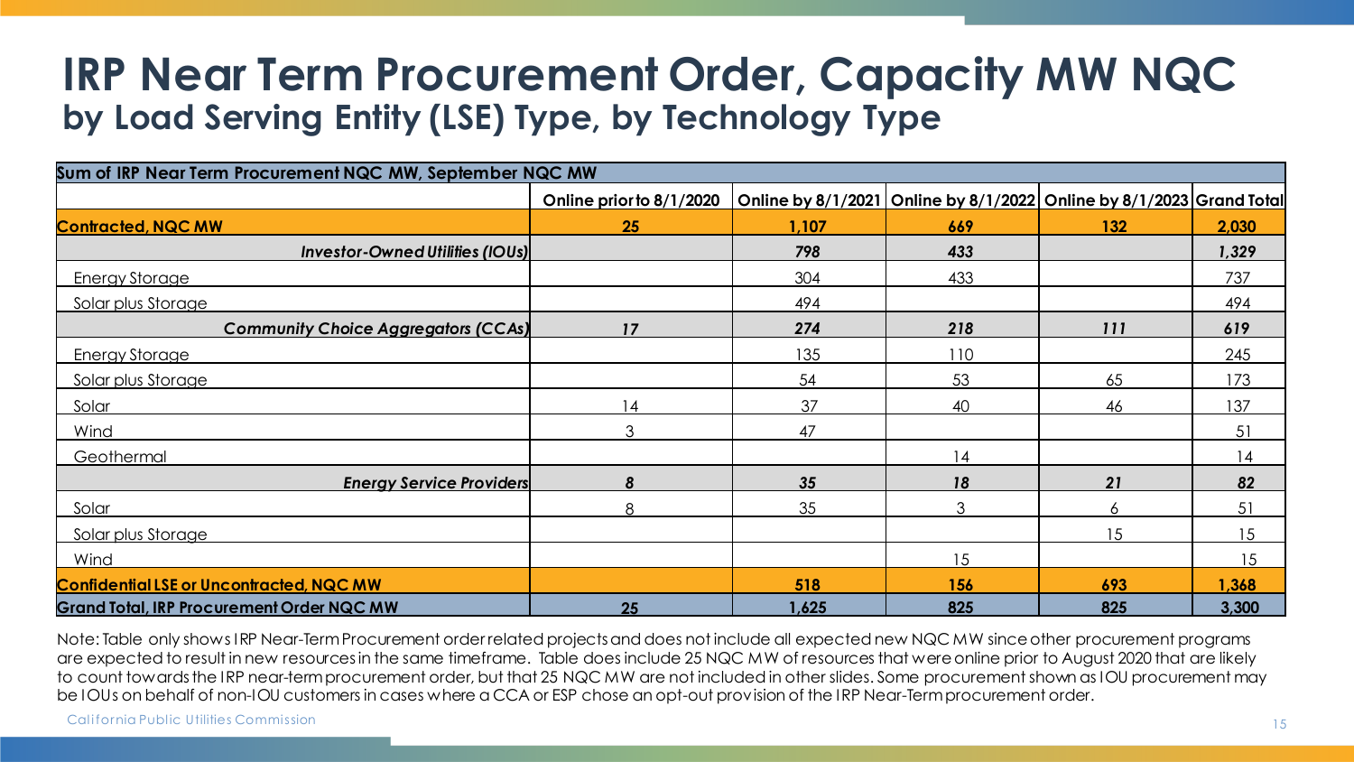# IRP Near Term Procurement Order, Capacity MW NQC

## by Load Serving Entity (LSE) Type, by Technology Type

| Sum of IRP Near Term Procurement NQC MW, September NQC MW | | | | | |
|---|---|---|---|---|---|
| | Online prior to 8/1/2020 | Online by 8/1/2021 | Online by 8/1/2022 | Online by 8/1/2023 | Grand Total |
| **Contracted, NQC MW** | **25** | **1,107** | **669** | **132** | **2,030** |
| ***Investor-Owned Utilities (IOUs)*** | | ***798*** | ***433*** | | ***1,329*** |
| Energy Storage | | 304 | 433 | | 737 |
| Solar plus Storage | | 494 | | | 494 |
| ***Community Choice Aggregators (CCAs)*** | ***17*** | ***274*** | ***218*** | ***111*** | ***619*** |
| Energy Storage | | 135 | 110 | | 245 |
| Solar plus Storage | | 54 | 53 | 65 | 173 |
| Solar | 14 | 37 | 40 | 46 | 137 |
| Wind | 3 | 47 | | | 51 |
| Geothermal | | | 14 | | 14 |
| ***Energy Service Providers*** | ***8*** | ***35*** | ***18*** | ***21*** | ***82*** |
| Solar | 8 | 35 | 3 | 6 | 51 |
| Solar plus Storage | | | | 15 | 15 |
| Wind | | | 15 | | 15 |
| **Confidential LSE or Uncontracted, NQC MW** | | **518** | **156** | **693** | **1,368** |
| **Grand Total, IRP Procurement Order NQC MW** | **25** | **1,625** | **825** | **825** | **3,300** |

Note: Table only shows IRP Near-Term Procurement order related projects and does not include all expected new NQC MW since other procurement programs are expected to result in new resources in the same timeframe. Table does include 25 NQC MW of resources that were online prior to August 2020 that are likely to count towards the IRP near-term procurement order, but that 25 NQC MW are not included in other slides. Some procurement shown as IOU procurement may be IOUs on behalf of non-IOU customers in cases where a CCA or ESP chose an opt-out provision of the IRP Near-Term procurement order.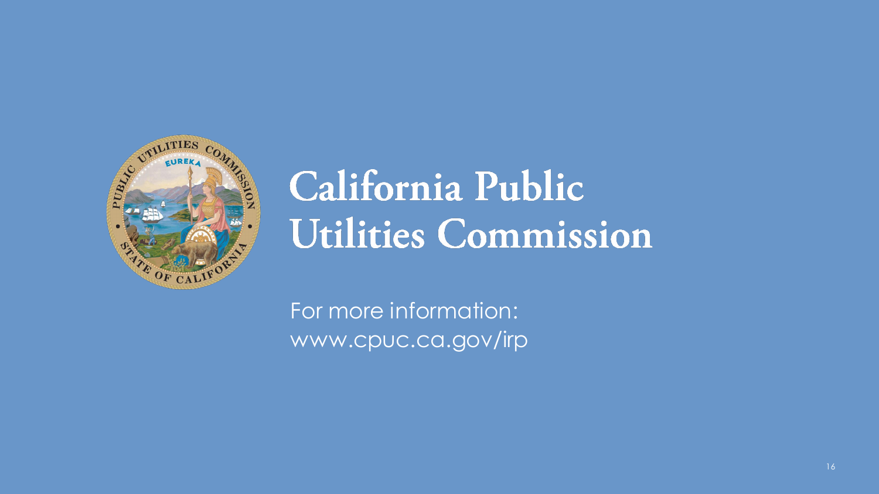# California Public Utilities Commission

For more information:
www.cpuc.ca.gov/irp